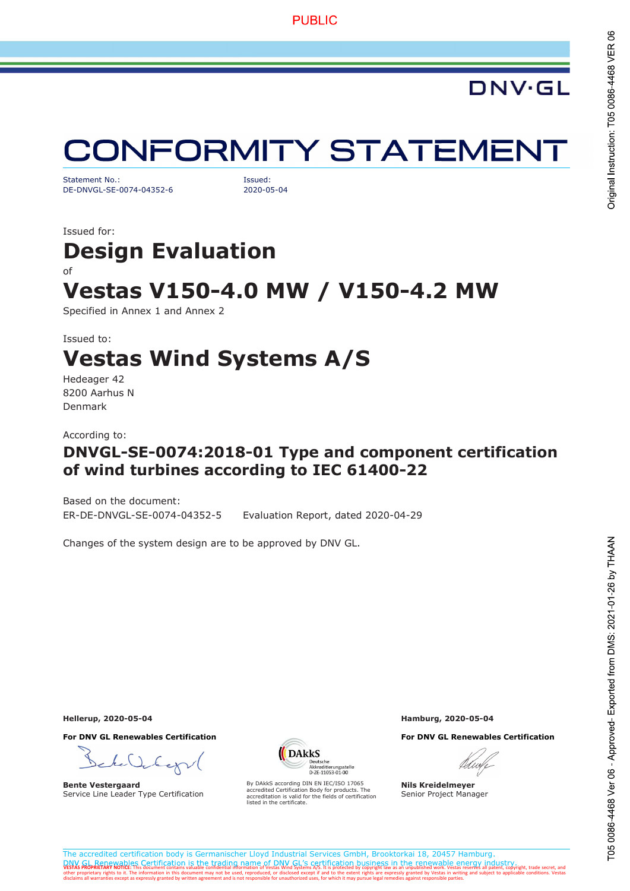PUBLIC

DNV·GL

# CONFORMITY STATEMENT

Statement No.:
DE-DNVGL-SE-0074-04352-6

Issued:
2020-05-04

Issued for:

## Design Evaluation

of

## Vestas V150-4.0 MW / V150-4.2 MW

Specified in Annex 1 and Annex 2

Issued to:

## Vestas Wind Systems A/S

Hedeager 42
8200 Aarhus N
Denmark

According to:

### DNVGL-SE-0074:2018-01 Type and component certification of wind turbines according to IEC 61400-22

Based on the document:
ER-DE-DNVGL-SE-0074-04352-5 Evaluation Report, dated 2020-04-29

Changes of the system design are to be approved by DNV GL.

**Hellerup, 2020-05-04**

**For DNV GL Renewables Certification**

**Bente Vestergaard**
Service Line Leader Type Certification

DAkkS Deutsche Akkreditierungsstelle D-ZE-11053-01-00

By DAkkS according DIN EN IEC/ISO 17065 accredited Certification Body for products. The accreditation is valid for the fields of certification listed in the certificate.

**Hamburg, 2020-05-04**

**For DNV GL Renewables Certification**

**Nils Kreidelmeyer**
Senior Project Manager

The accredited certification body is Germanischer Lloyd Industrial Services GmbH, Brooktorkai 18, 20457 Hamburg.
DNV GL Renewables Certification is the trading name of DNV GL's certification business in the renewable energy industry.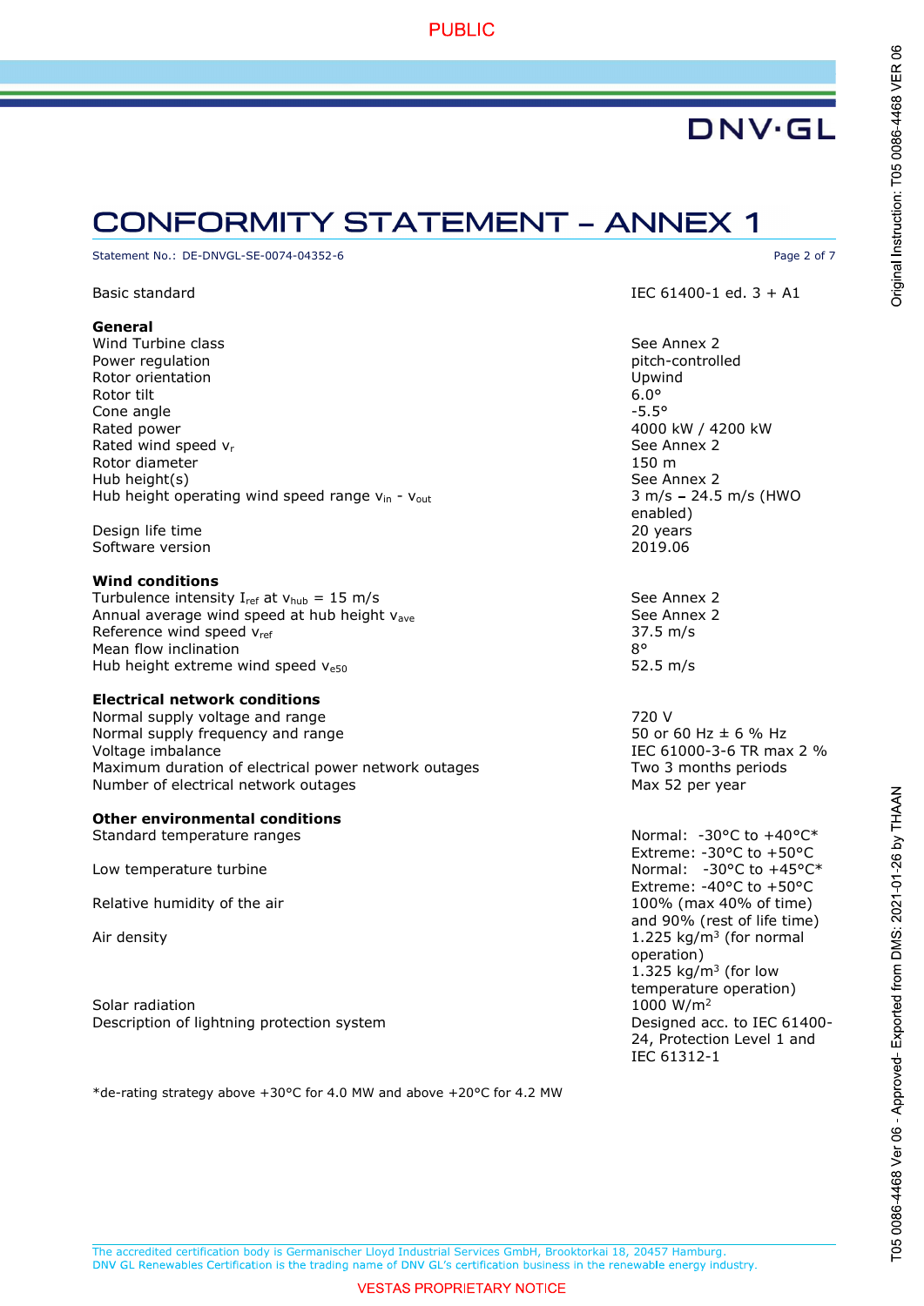# CONFORMITY STATEMENT – ANNEX 1

Statement No.: DE-DNVGL-SE-0074-04352-6

| | |
|---|---|
| Basic standard | IEC 61400-1 ed. 3 + A1 |
| **General** | |
| Wind Turbine class | See Annex 2 |
| Power regulation | pitch-controlled |
| Rotor orientation | Upwind |
| Rotor tilt | 6.0° |
| Cone angle | -5.5° |
| Rated power | 4000 kW / 4200 kW |
| Rated wind speed $v_r$ | See Annex 2 |
| Rotor diameter | 150 m |
| Hub height(s) | See Annex 2 |
| Hub height operating wind speed range $v_{in}$ - $v_{out}$ | 3 m/s – 24.5 m/s (HWO enabled) |
| Design life time | 20 years |
| Software version | 2019.06 |
| **Wind conditions** | |
| Turbulence intensity $I_{ref}$ at $v_{hub}$ = 15 m/s | See Annex 2 |
| Annual average wind speed at hub height $v_{ave}$ | See Annex 2 |
| Reference wind speed $v_{ref}$ | 37.5 m/s |
| Mean flow inclination | 8° |
| Hub height extreme wind speed $v_{e50}$ | 52.5 m/s |
| **Electrical network conditions** | |
| Normal supply voltage and range | 720 V |
| Normal supply frequency and range | 50 or 60 Hz ± 6 % Hz |
| Voltage imbalance | IEC 61000-3-6 TR max 2 % |
| Maximum duration of electrical power network outages | Two 3 months periods |
| Number of electrical network outages | Max 52 per year |
| **Other environmental conditions** | |
| Standard temperature ranges | Normal: -30°C to +40°C*<br>Extreme: -30°C to +50°C |
| Low temperature turbine | Normal: -30°C to +45°C*<br>Extreme: -40°C to +50°C |
| Relative humidity of the air | 100% (max 40% of time) and 90% (rest of life time) |
| Air density | 1.225 kg/m³ (for normal operation)<br>1.325 kg/m³ (for low temperature operation) |
| Solar radiation | 1000 W/m² |
| Description of lightning protection system | Designed acc. to IEC 61400-24, Protection Level 1 and IEC 61312-1 |

*de-rating strategy above +30°C for 4.0 MW and above +20°C for 4.2 MW

The accredited certification body is Germanischer Lloyd Industrial Services GmbH, Brooktorkai 18, 20457 Hamburg.
DNV GL Renewables Certification is the trading name of DNV GL's certification business in the renewable energy industry.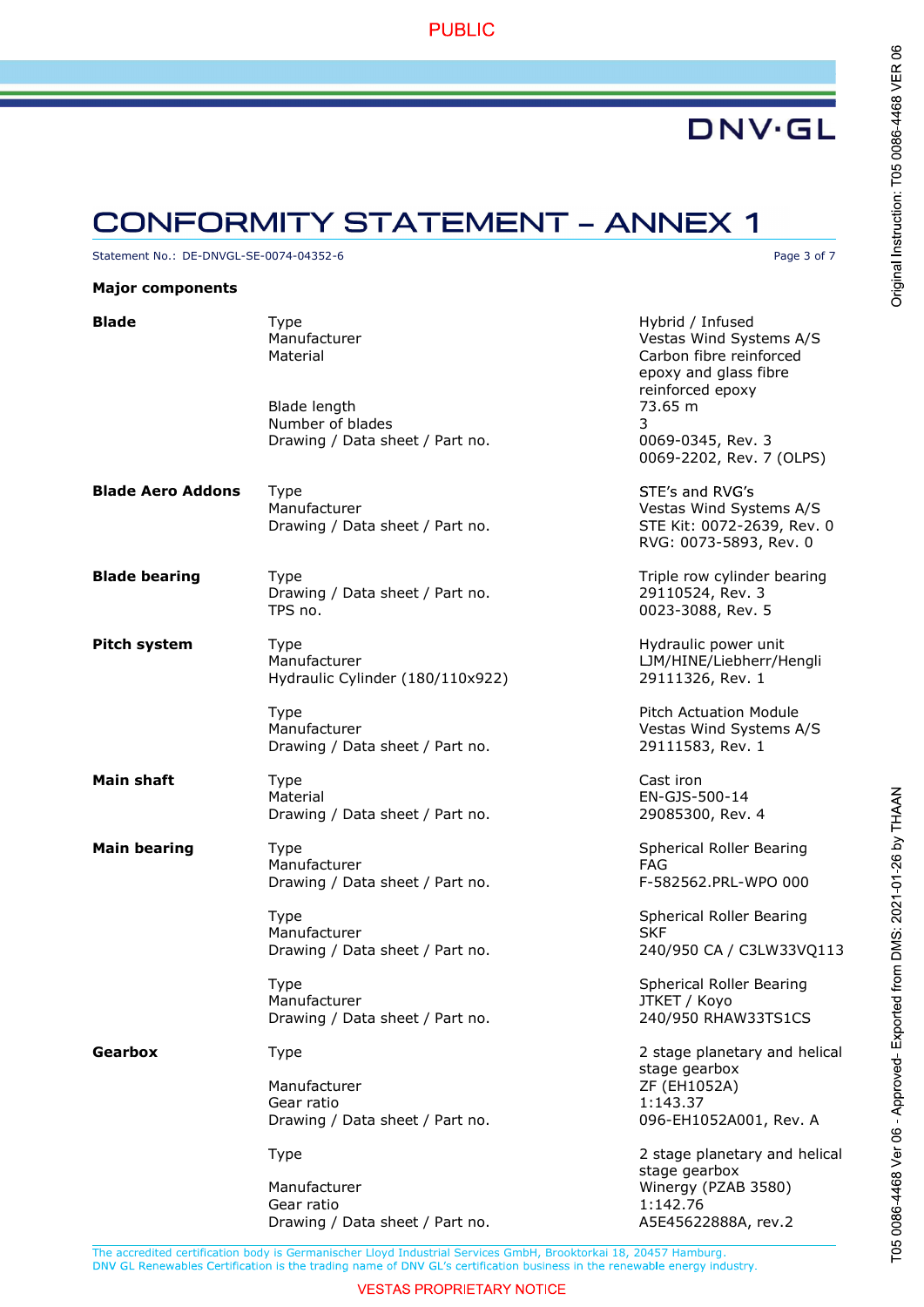PUBLIC

# CONFORMITY STATEMENT – ANNEX 1

Statement No.: DE-DNVGL-SE-0074-04352-6

**Major components**

| Component | Item | Value |
|---|---|---|
| **Blade** | Type | Hybrid / Infused |
| | Manufacturer | Vestas Wind Systems A/S |
| | Material | Carbon fibre reinforced epoxy and glass fibre reinforced epoxy |
| | Blade length | 73.65 m |
| | Number of blades | 3 |
| | Drawing / Data sheet / Part no. | 0069-0345, Rev. 3<br>0069-2202, Rev. 7 (OLPS) |
| **Blade Aero Addons** | Type | STE's and RVG's |
| | Manufacturer | Vestas Wind Systems A/S |
| | Drawing / Data sheet / Part no. | STE Kit: 0072-2639, Rev. 0<br>RVG: 0073-5893, Rev. 0 |
| **Blade bearing** | Type | Triple row cylinder bearing |
| | Drawing / Data sheet / Part no. | 29110524, Rev. 3 |
| | TPS no. | 0023-3088, Rev. 5 |
| **Pitch system** | Type | Hydraulic power unit |
| | Manufacturer | LJM/HINE/Liebherr/Hengli |
| | Hydraulic Cylinder (180/110x922) | 29111326, Rev. 1 |
| | Type | Pitch Actuation Module |
| | Manufacturer | Vestas Wind Systems A/S |
| | Drawing / Data sheet / Part no. | 29111583, Rev. 1 |
| **Main shaft** | Type | Cast iron |
| | Material | EN-GJS-500-14 |
| | Drawing / Data sheet / Part no. | 29085300, Rev. 4 |
| **Main bearing** | Type | Spherical Roller Bearing |
| | Manufacturer | FAG |
| | Drawing / Data sheet / Part no. | F-582562.PRL-WPO 000 |
| | Type | Spherical Roller Bearing |
| | Manufacturer | SKF |
| | Drawing / Data sheet / Part no. | 240/950 CA / C3LW33VQ113 |
| | Type | Spherical Roller Bearing |
| | Manufacturer | JTKET / Koyo |
| | Drawing / Data sheet / Part no. | 240/950 RHAW33TS1CS |
| **Gearbox** | Type | 2 stage planetary and helical stage gearbox |
| | Manufacturer | ZF (EH1052A) |
| | Gear ratio | 1:143.37 |
| | Drawing / Data sheet / Part no. | 096-EH1052A001, Rev. A |
| | Type | 2 stage planetary and helical stage gearbox |
| | Manufacturer | Winergy (PZAB 3580) |
| | Gear ratio | 1:142.76 |
| | Drawing / Data sheet / Part no. | A5E45622888A, rev.2 |

The accredited certification body is Germanischer Lloyd Industrial Services GmbH, Brooktorkai 18, 20457 Hamburg.
DNV GL Renewables Certification is the trading name of DNV GL's certification business in the renewable energy industry.

VESTAS PROPRIETARY NOTICE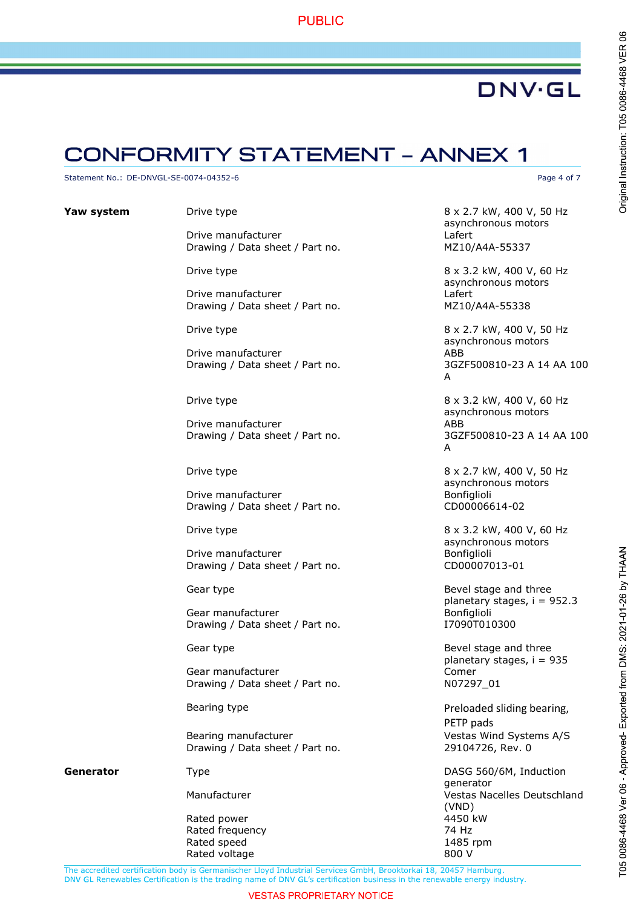# CONFORMITY STATEMENT – ANNEX 1

Statement No.: DE-DNVGL-SE-0074-04352-6

| | | |
|---|---|---|
| **Yaw system** | Drive type | 8 x 2.7 kW, 400 V, 50 Hz asynchronous motors |
| | Drive manufacturer | Lafert |
| | Drawing / Data sheet / Part no. | MZ10/A4A-55337 |
| | Drive type | 8 x 3.2 kW, 400 V, 60 Hz asynchronous motors |
| | Drive manufacturer | Lafert |
| | Drawing / Data sheet / Part no. | MZ10/A4A-55338 |
| | Drive type | 8 x 2.7 kW, 400 V, 50 Hz asynchronous motors |
| | Drive manufacturer | ABB |
| | Drawing / Data sheet / Part no. | 3GZF500810-23 A 14 AA 100 A |
| | Drive type | 8 x 3.2 kW, 400 V, 60 Hz asynchronous motors |
| | Drive manufacturer | ABB |
| | Drawing / Data sheet / Part no. | 3GZF500810-23 A 14 AA 100 A |
| | Drive type | 8 x 2.7 kW, 400 V, 50 Hz asynchronous motors |
| | Drive manufacturer | Bonfiglioli |
| | Drawing / Data sheet / Part no. | CD00006614-02 |
| | Drive type | 8 x 3.2 kW, 400 V, 60 Hz asynchronous motors |
| | Drive manufacturer | Bonfiglioli |
| | Drawing / Data sheet / Part no. | CD00007013-01 |
| | Gear type | Bevel stage and three planetary stages, i = 952.3 |
| | Gear manufacturer | Bonfiglioli |
| | Drawing / Data sheet / Part no. | I7090T010300 |
| | Gear type | Bevel stage and three planetary stages, i = 935 |
| | Gear manufacturer | Comer |
| | Drawing / Data sheet / Part no. | N07297_01 |
| | Bearing type | Preloaded sliding bearing, PETP pads |
| | Bearing manufacturer | Vestas Wind Systems A/S |
| | Drawing / Data sheet / Part no. | 29104726, Rev. 0 |
| **Generator** | Type | DASG 560/6M, Induction generator |
| | Manufacturer | Vestas Nacelles Deutschland (VND) |
| | Rated power | 4450 kW |
| | Rated frequency | 74 Hz |
| | Rated speed | 1485 rpm |
| | Rated voltage | 800 V |

The accredited certification body is Germanischer Lloyd Industrial Services GmbH, Brooktorkai 18, 20457 Hamburg.
DNV GL Renewables Certification is the trading name of DNV GL's certification business in the renewable energy industry.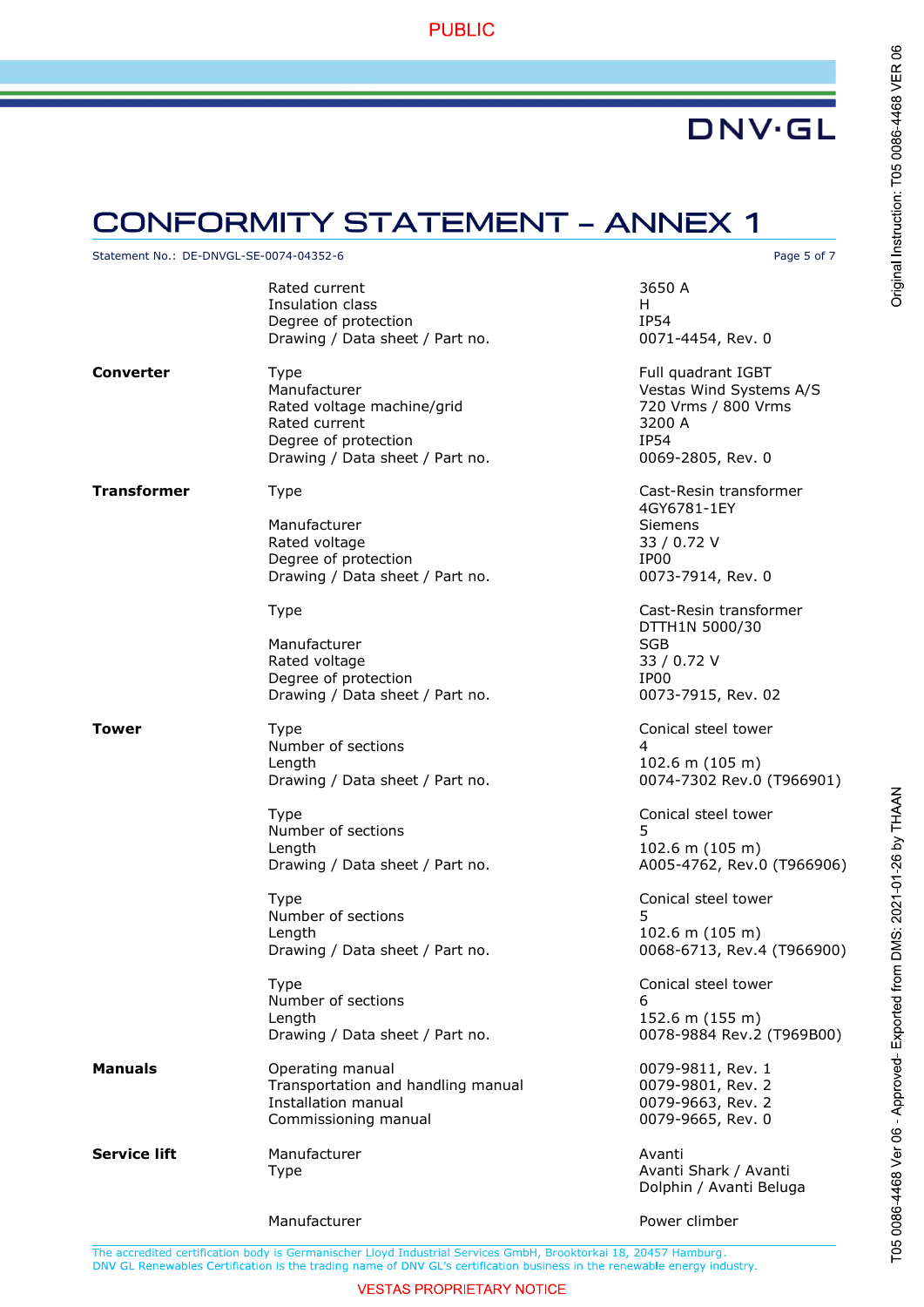# CONFORMITY STATEMENT – ANNEX 1

Statement No.: DE-DNVGL-SE-0074-04352-6

| | | |
|---|---|---|
| | Rated current | 3650 A |
| | Insulation class | H |
| | Degree of protection | IP54 |
| | Drawing / Data sheet / Part no. | 0071-4454, Rev. 0 |
| **Converter** | Type | Full quadrant IGBT |
| | Manufacturer | Vestas Wind Systems A/S |
| | Rated voltage machine/grid | 720 Vrms / 800 Vrms |
| | Rated current | 3200 A |
| | Degree of protection | IP54 |
| | Drawing / Data sheet / Part no. | 0069-2805, Rev. 0 |
| **Transformer** | Type | Cast-Resin transformer 4GY6781-1EY |
| | Manufacturer | Siemens |
| | Rated voltage | 33 / 0.72 V |
| | Degree of protection | IP00 |
| | Drawing / Data sheet / Part no. | 0073-7914, Rev. 0 |
| | Type | Cast-Resin transformer DTTH1N 5000/30 |
| | Manufacturer | SGB |
| | Rated voltage | 33 / 0.72 V |
| | Degree of protection | IP00 |
| | Drawing / Data sheet / Part no. | 0073-7915, Rev. 02 |
| **Tower** | Type | Conical steel tower |
| | Number of sections | 4 |
| | Length | 102.6 m (105 m) |
| | Drawing / Data sheet / Part no. | 0074-7302 Rev.0 (T966901) |
| | Type | Conical steel tower |
| | Number of sections | 5 |
| | Length | 102.6 m (105 m) |
| | Drawing / Data sheet / Part no. | A005-4762, Rev.0 (T966906) |
| | Type | Conical steel tower |
| | Number of sections | 5 |
| | Length | 102.6 m (105 m) |
| | Drawing / Data sheet / Part no. | 0068-6713, Rev.4 (T966900) |
| | Type | Conical steel tower |
| | Number of sections | 6 |
| | Length | 152.6 m (155 m) |
| | Drawing / Data sheet / Part no. | 0078-9884 Rev.2 (T969B00) |
| **Manuals** | Operating manual | 0079-9811, Rev. 1 |
| | Transportation and handling manual | 0079-9801, Rev. 2 |
| | Installation manual | 0079-9663, Rev. 2 |
| | Commissioning manual | 0079-9665, Rev. 0 |
| **Service lift** | Manufacturer | Avanti |
| | Type | Avanti Shark / Avanti Dolphin / Avanti Beluga |
| | Manufacturer | Power climber |

The accredited certification body is Germanischer Lloyd Industrial Services GmbH, Brooktorkai 18, 20457 Hamburg.
DNV GL Renewables Certification is the trading name of DNV GL's certification business in the renewable energy industry.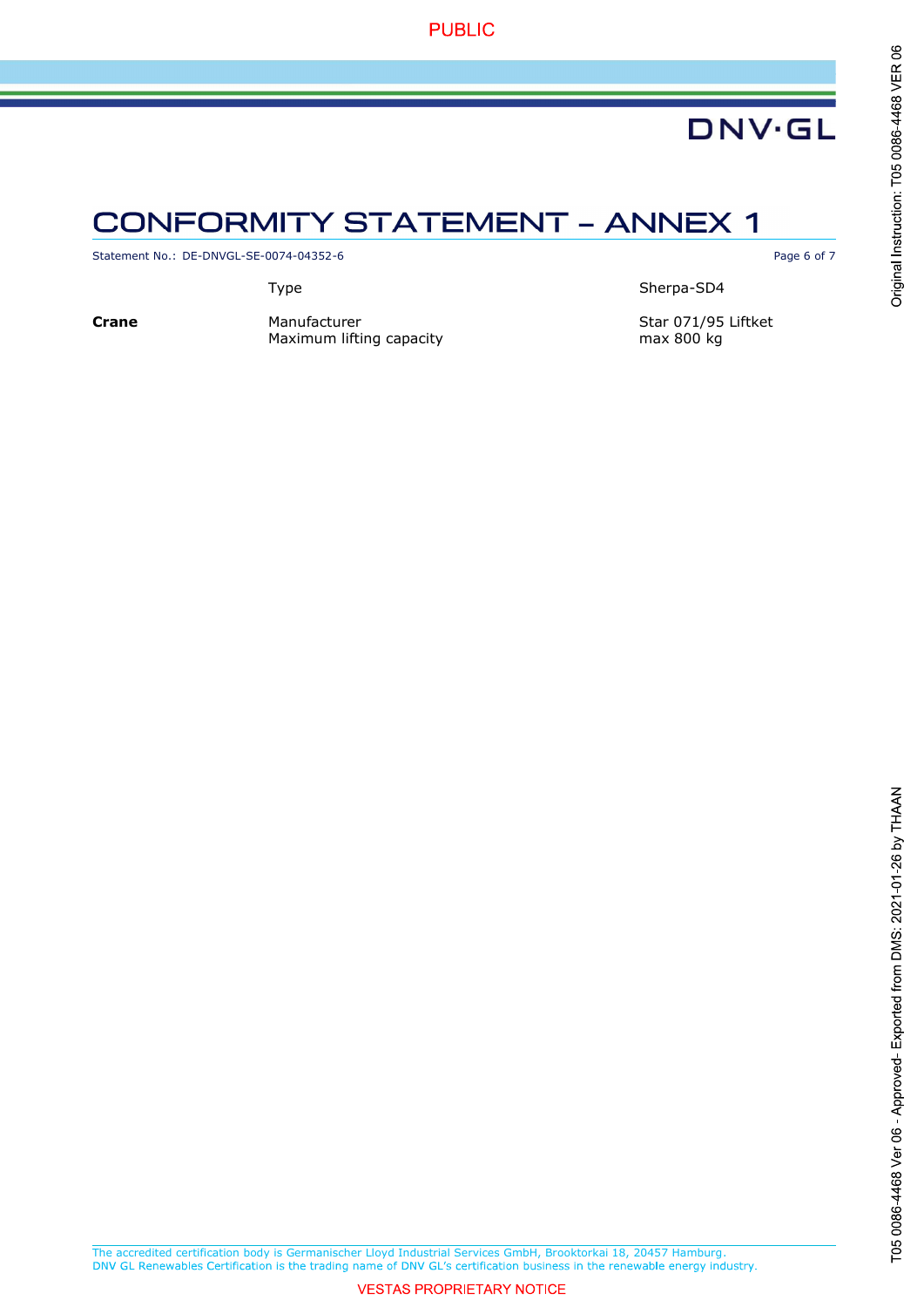# CONFORMITY STATEMENT – ANNEX 1

Statement No.: DE-DNVGL-SE-0074-04352-6

| | | |
|---|---|---|
| | Type | Sherpa-SD4 |
| **Crane** | Manufacturer | Star 071/95 Liftket |
| | Maximum lifting capacity | max 800 kg |

The accredited certification body is Germanischer Lloyd Industrial Services GmbH, Brooktorkai 18, 20457 Hamburg.
DNV GL Renewables Certification is the trading name of DNV GL's certification business in the renewable energy industry.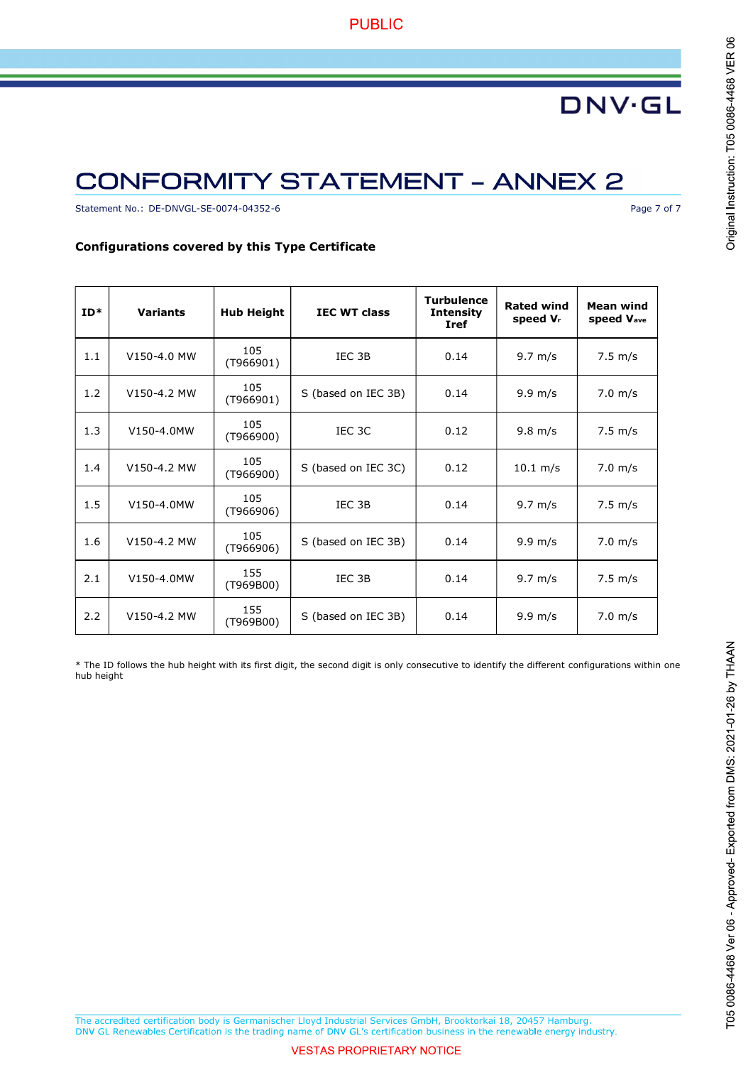# CONFORMITY STATEMENT – ANNEX 2

Statement No.: DE-DNVGL-SE-0074-04352-6

**Configurations covered by this Type Certificate**

| ID* | Variants | Hub Height | IEC WT class | Turbulence Intensity Iref | Rated wind speed $V_r$ | Mean wind speed $V_{ave}$ |
|---|---|---|---|---|---|---|
| 1.1 | V150-4.0 MW | 105 (T966901) | IEC 3B | 0.14 | 9.7 m/s | 7.5 m/s |
| 1.2 | V150-4.2 MW | 105 (T966901) | S (based on IEC 3B) | 0.14 | 9.9 m/s | 7.0 m/s |
| 1.3 | V150-4.0MW | 105 (T966900) | IEC 3C | 0.12 | 9.8 m/s | 7.5 m/s |
| 1.4 | V150-4.2 MW | 105 (T966900) | S (based on IEC 3C) | 0.12 | 10.1 m/s | 7.0 m/s |
| 1.5 | V150-4.0MW | 105 (T966906) | IEC 3B | 0.14 | 9.7 m/s | 7.5 m/s |
| 1.6 | V150-4.2 MW | 105 (T966906) | S (based on IEC 3B) | 0.14 | 9.9 m/s | 7.0 m/s |
| 2.1 | V150-4.0MW | 155 (T969B00) | IEC 3B | 0.14 | 9.7 m/s | 7.5 m/s |
| 2.2 | V150-4.2 MW | 155 (T969B00) | S (based on IEC 3B) | 0.14 | 9.9 m/s | 7.0 m/s |

* The ID follows the hub height with its first digit, the second digit is only consecutive to identify the different configurations within one hub height

The accredited certification body is Germanischer Lloyd Industrial Services GmbH, Brooktorkai 18, 20457 Hamburg.
DNV GL Renewables Certification is the trading name of DNV GL's certification business in the renewable energy industry.